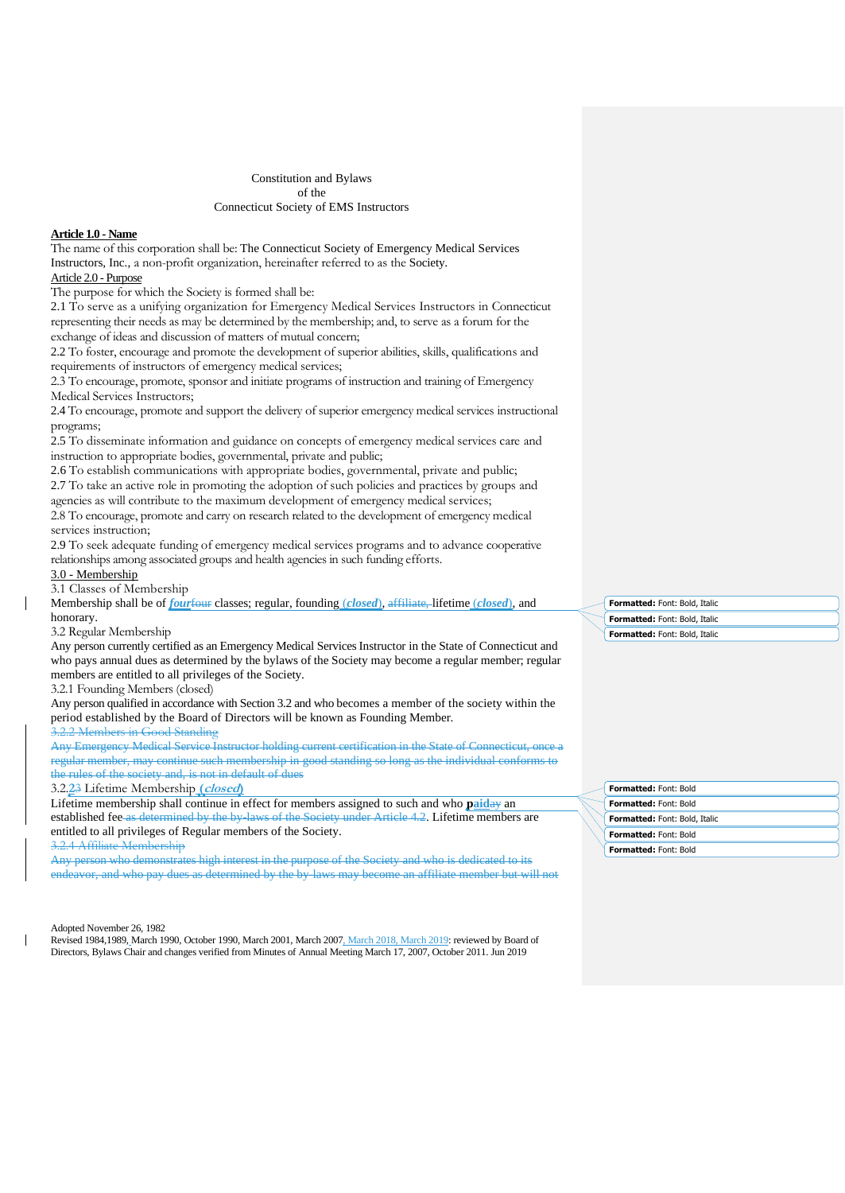Constitution and Bylaws
of the
Connecticut Society of EMS Instructors

**Article 1.0 - Name**

The name of this corporation shall be: The Connecticut Society of Emergency Medical Services Instructors, Inc., a non-profit organization, hereinafter referred to as the Society.

Article 2.0 - Purpose

The purpose for which the Society is formed shall be:

2.1 To serve as a unifying organization for Emergency Medical Services Instructors in Connecticut representing their needs as may be determined by the membership; and, to serve as a forum for the exchange of ideas and discussion of matters of mutual concern;

2.2 To foster, encourage and promote the development of superior abilities, skills, qualifications and requirements of instructors of emergency medical services;

2.3 To encourage, promote, sponsor and initiate programs of instruction and training of Emergency Medical Services Instructors;

2.4 To encourage, promote and support the delivery of superior emergency medical services instructional programs;

2.5 To disseminate information and guidance on concepts of emergency medical services care and instruction to appropriate bodies, governmental, private and public;

2.6 To establish communications with appropriate bodies, governmental, private and public;

2.7 To take an active role in promoting the adoption of such policies and practices by groups and agencies as will contribute to the maximum development of emergency medical services;

2.8 To encourage, promote and carry on research related to the development of emergency medical services instruction;

2.9 To seek adequate funding of emergency medical services programs and to advance cooperative relationships among associated groups and health agencies in such funding efforts.

3.0 - Membership

3.1 Classes of Membership

Membership shall be of ***four*** ~~four~~ classes; regular, founding ***(closed)***, ~~affiliate,~~ lifetime ***(closed)***, and honorary.

3.2 Regular Membership

Any person currently certified as an Emergency Medical Services Instructor in the State of Connecticut and who pays annual dues as determined by the bylaws of the Society may become a regular member; regular members are entitled to all privileges of the Society.

3.2.1 Founding Members (closed)

Any person qualified in accordance with Section 3.2 and who becomes a member of the society within the period established by the Board of Directors will be known as Founding Member.

~~3.2.2 Members in Good Standing~~

~~Any Emergency Medical Service Instructor holding current certification in the State of Connecticut, once a regular member, may continue such membership in good standing so long as the individual conforms to the rules of the society and, is not in default of dues~~

3.2.~~2~~3 Lifetime Membership ***(closed)***

Lifetime membership shall continue in effect for members assigned to such and who **paid**~~ay~~ an established fee ~~as determined by the by-laws of the Society under Article 4.2~~. Lifetime members are entitled to all privileges of Regular members of the Society.

~~3.2.4 Affiliate Membership~~

~~Any person who demonstrates high interest in the purpose of the Society and who is dedicated to its endeavor, and who pay dues as determined by the by-laws may become an affiliate member but will not~~

Adopted November 26, 1982

Revised 1984,1989, March 1990, October 1990, March 2001, March 2007, March 2018, March 2019: reviewed by Board of Directors, Bylaws Chair and changes verified from Minutes of Annual Meeting March 17, 2007, October 2011. Jun 2019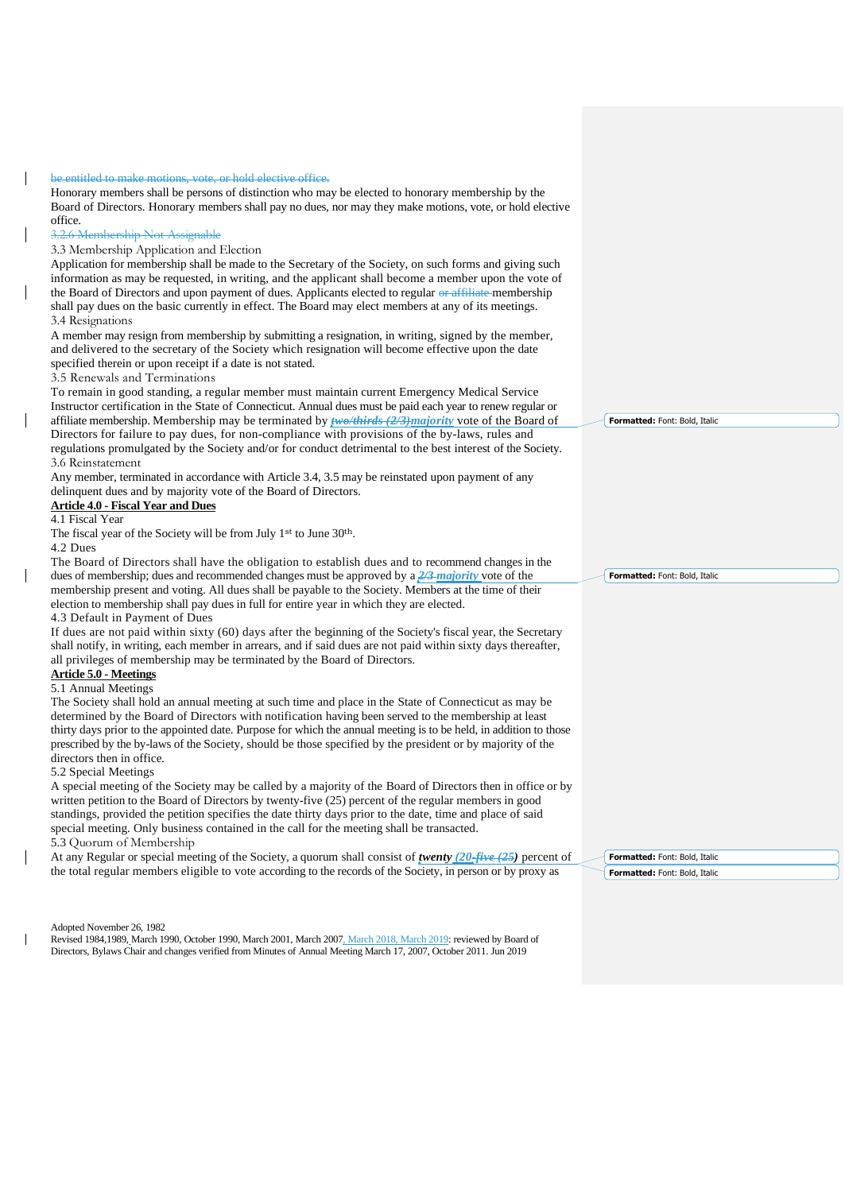be entitled to make motions, vote, or hold elective office.

Honorary members shall be persons of distinction who may be elected to honorary membership by the Board of Directors. Honorary members shall pay no dues, nor may they make motions, vote, or hold elective office.

3.2.6 Membership Not Assignable

3.3 Membership Application and Election

Application for membership shall be made to the Secretary of the Society, on such forms and giving such information as may be requested, in writing, and the applicant shall become a member upon the vote of the Board of Directors and upon payment of dues. Applicants elected to regular or affiliate membership shall pay dues on the basic currently in effect. The Board may elect members at any of its meetings.

3.4 Resignations

A member may resign from membership by submitting a resignation, in writing, signed by the member, and delivered to the secretary of the Society which resignation will become effective upon the date specified therein or upon receipt if a date is not stated.

3.5 Renewals and Terminations

To remain in good standing, a regular member must maintain current Emergency Medical Service Instructor certification in the State of Connecticut. Annual dues must be paid each year to renew regular or affiliate membership. Membership may be terminated by ***two/thirds (2/3)majority*** vote of the Board of Directors for failure to pay dues, for non-compliance with provisions of the by-laws, rules and regulations promulgated by the Society and/or for conduct detrimental to the best interest of the Society.

3.6 Reinstatement

Any member, terminated in accordance with Article 3.4, 3.5 may be reinstated upon payment of any delinquent dues and by majority vote of the Board of Directors.

**Article 4.0 - Fiscal Year and Dues**

4.1 Fiscal Year

The fiscal year of the Society will be from July 1st to June 30th.

4.2 Dues

The Board of Directors shall have the obligation to establish dues and to recommend changes in the dues of membership; dues and recommended changes must be approved by a ***2/3 majority*** vote of the membership present and voting. All dues shall be payable to the Society. Members at the time of their election to membership shall pay dues in full for entire year in which they are elected.

4.3 Default in Payment of Dues

If dues are not paid within sixty (60) days after the beginning of the Society's fiscal year, the Secretary shall notify, in writing, each member in arrears, and if said dues are not paid within sixty days thereafter, all privileges of membership may be terminated by the Board of Directors.

**Article 5.0 - Meetings**

5.1 Annual Meetings

The Society shall hold an annual meeting at such time and place in the State of Connecticut as may be determined by the Board of Directors with notification having been served to the membership at least thirty days prior to the appointed date. Purpose for which the annual meeting is to be held, in addition to those prescribed by the by-laws of the Society, should be those specified by the president or by majority of the directors then in office.

5.2 Special Meetings

A special meeting of the Society may be called by a majority of the Board of Directors then in office or by written petition to the Board of Directors by twenty-five (25) percent of the regular members in good standings, provided the petition specifies the date thirty days prior to the date, time and place of said special meeting. Only business contained in the call for the meeting shall be transacted.

5.3 Quorum of Membership

At any Regular or special meeting of the Society, a quorum shall consist of ***twenty (20-five (25)*** percent of the total regular members eligible to vote according to the records of the Society, in person or by proxy as

Adopted November 26, 1982
Revised 1984,1989, March 1990, October 1990, March 2001, March 2007, March 2018, March 2019: reviewed by Board of Directors, Bylaws Chair and changes verified from Minutes of Annual Meeting March 17, 2007, October 2011. Jun 2019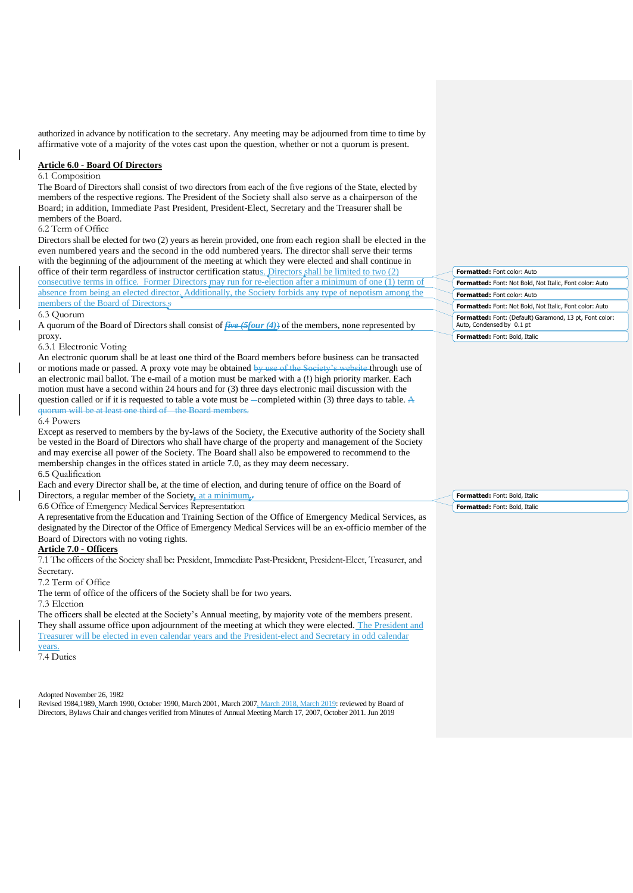authorized in advance by notification to the secretary. Any meeting may be adjourned from time to time by affirmative vote of a majority of the votes cast upon the question, whether or not a quorum is present.

**Article 6.0 - Board Of Directors**

6.1 Composition

The Board of Directors shall consist of two directors from each of the five regions of the State, elected by members of the respective regions. The President of the Society shall also serve as a chairperson of the Board; in addition, Immediate Past President, President-Elect, Secretary and the Treasurer shall be members of the Board.

6.2 Term of Office

Directors shall be elected for two (2) years as herein provided, one from each region shall be elected in the even numbered years and the second in the odd numbered years. The director shall serve their terms with the beginning of the adjournment of the meeting at which they were elected and shall continue in office of their term regardless of instructor certification status. Directors shall be limited to two (2) consecutive terms in office. Former Directors may run for re-election after a minimum of one (1) term of absence from being an elected director. Additionally, the Society forbids any type of nepotism among the members of the Board of Directors.s

6.3 Quorum

A quorum of the Board of Directors shall consist of ***five (5four (4))*** of the members, none represented by proxy.

6.3.1 Electronic Voting

An electronic quorum shall be at least one third of the Board members before business can be transacted or motions made or passed. A proxy vote may be obtained by use of the Society's website through use of an electronic mail ballot. The e-mail of a motion must be marked with a (!) high priority marker. Each motion must have a second within 24 hours and for (3) three days electronic mail discussion with the question called or if it is requested to table a vote must be completed within (3) three days to table. A quorum will be at least one third of the Board members.

6.4 Powers

Except as reserved to members by the by-laws of the Society, the Executive authority of the Society shall be vested in the Board of Directors who shall have charge of the property and management of the Society and may exercise all power of the Society. The Board shall also be empowered to recommend to the membership changes in the offices stated in article 7.0, as they may deem necessary.

6.5 Qualification

Each and every Director shall be, at the time of election, and during tenure of office on the Board of Directors, a regular member of the Society, at a minimum,.

6.6 Office of Emergency Medical Services Representation

A representative from the Education and Training Section of the Office of Emergency Medical Services, as designated by the Director of the Office of Emergency Medical Services will be an ex-officio member of the Board of Directors with no voting rights.

**Article 7.0 - Officers**

7.1 The officers of the Society shall be: President, Immediate Past-President, President-Elect, Treasurer, and Secretary.

7.2 Term of Office

The term of office of the officers of the Society shall be for two years.

7.3 Election

The officers shall be elected at the Society's Annual meeting, by majority vote of the members present. They shall assume office upon adjournment of the meeting at which they were elected. The President and Treasurer will be elected in even calendar years and the President-elect and Secretary in odd calendar years.

7.4 Duties

Adopted November 26, 1982

Revised 1984,1989, March 1990, October 1990, March 2001, March 2007, March 2018, March 2019: reviewed by Board of Directors, Bylaws Chair and changes verified from Minutes of Annual Meeting March 17, 2007, October 2011. Jun 2019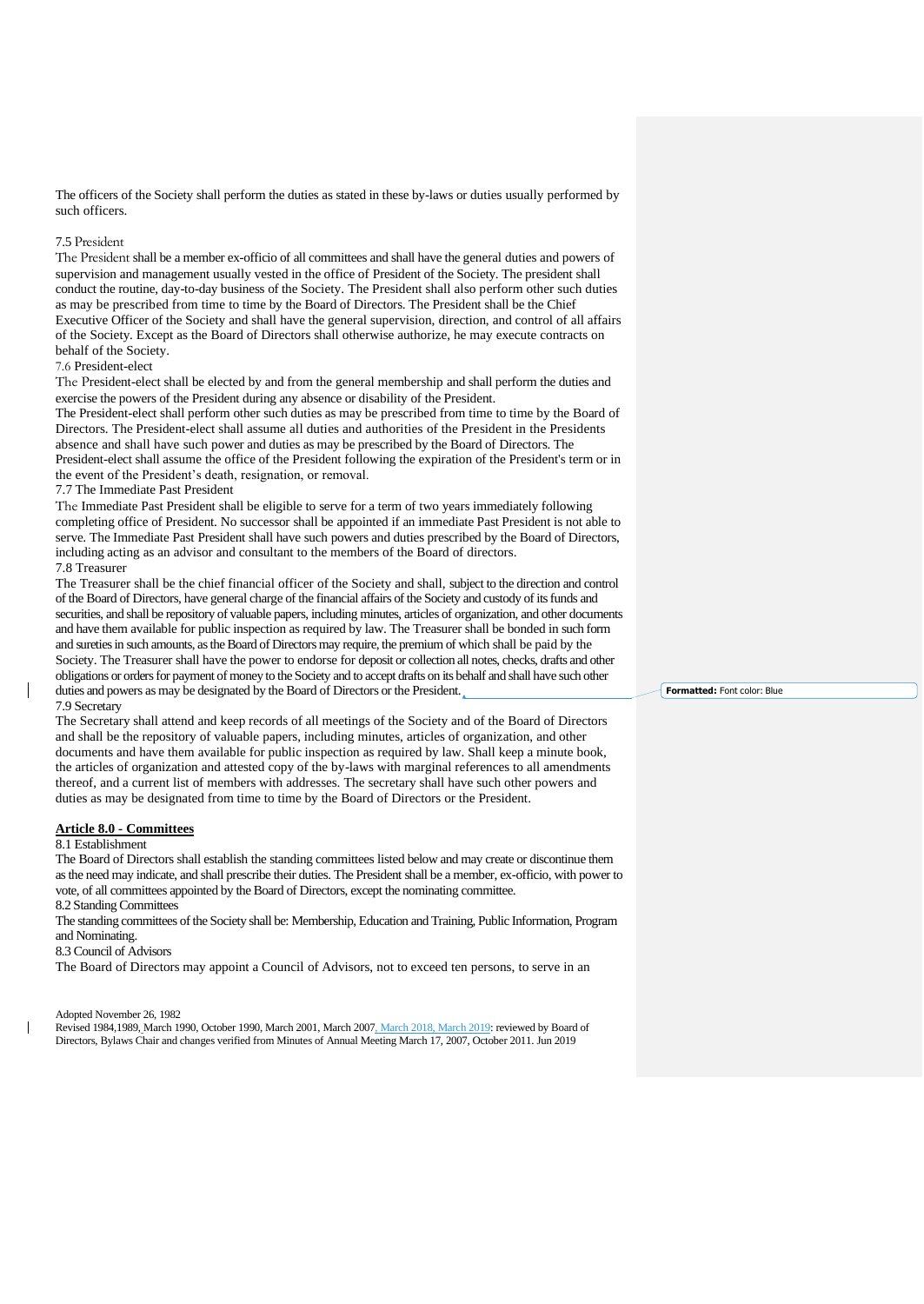The officers of the Society shall perform the duties as stated in these by-laws or duties usually performed by such officers.

7.5 President

The President shall be a member ex-officio of all committees and shall have the general duties and powers of supervision and management usually vested in the office of President of the Society. The president shall conduct the routine, day-to-day business of the Society. The President shall also perform other such duties as may be prescribed from time to time by the Board of Directors. The President shall be the Chief Executive Officer of the Society and shall have the general supervision, direction, and control of all affairs of the Society. Except as the Board of Directors shall otherwise authorize, he may execute contracts on behalf of the Society.

7.6 President-elect

The President-elect shall be elected by and from the general membership and shall perform the duties and exercise the powers of the President during any absence or disability of the President.

The President-elect shall perform other such duties as may be prescribed from time to time by the Board of Directors. The President-elect shall assume all duties and authorities of the President in the Presidents absence and shall have such power and duties as may be prescribed by the Board of Directors. The President-elect shall assume the office of the President following the expiration of the President's term or in the event of the President's death, resignation, or removal.

7.7 The Immediate Past President

The Immediate Past President shall be eligible to serve for a term of two years immediately following completing office of President. No successor shall be appointed if an immediate Past President is not able to serve. The Immediate Past President shall have such powers and duties prescribed by the Board of Directors, including acting as an advisor and consultant to the members of the Board of directors.

7.8 Treasurer

The Treasurer shall be the chief financial officer of the Society and shall, subject to the direction and control of the Board of Directors, have general charge of the financial affairs of the Society and custody of its funds and securities, and shall be repository of valuable papers, including minutes, articles of organization, and other documents and have them available for public inspection as required by law. The Treasurer shall be bonded in such form and sureties in such amounts, as the Board of Directors may require, the premium of which shall be paid by the Society. The Treasurer shall have the power to endorse for deposit or collection all notes, checks, drafts and other obligations or orders for payment of money to the Society and to accept drafts on its behalf and shall have such other duties and powers as may be designated by the Board of Directors or the President.

7.9 Secretary

The Secretary shall attend and keep records of all meetings of the Society and of the Board of Directors and shall be the repository of valuable papers, including minutes, articles of organization, and other documents and have them available for public inspection as required by law. Shall keep a minute book, the articles of organization and attested copy of the by-laws with marginal references to all amendments thereof, and a current list of members with addresses. The secretary shall have such other powers and duties as may be designated from time to time by the Board of Directors or the President.

**Article 8.0 - Committees**

8.1 Establishment

The Board of Directors shall establish the standing committees listed below and may create or discontinue them as the need may indicate, and shall prescribe their duties. The President shall be a member, ex-officio, with power to vote, of all committees appointed by the Board of Directors, except the nominating committee.

8.2 Standing Committees

The standing committees of the Society shall be: Membership, Education and Training, Public Information, Program and Nominating.

8.3 Council of Advisors

The Board of Directors may appoint a Council of Advisors, not to exceed ten persons, to serve in an

Adopted November 26, 1982

Revised 1984,1989, March 1990, October 1990, March 2001, March 2007, March 2018, March 2019: reviewed by Board of Directors, Bylaws Chair and changes verified from Minutes of Annual Meeting March 17, 2007, October 2011. Jun 2019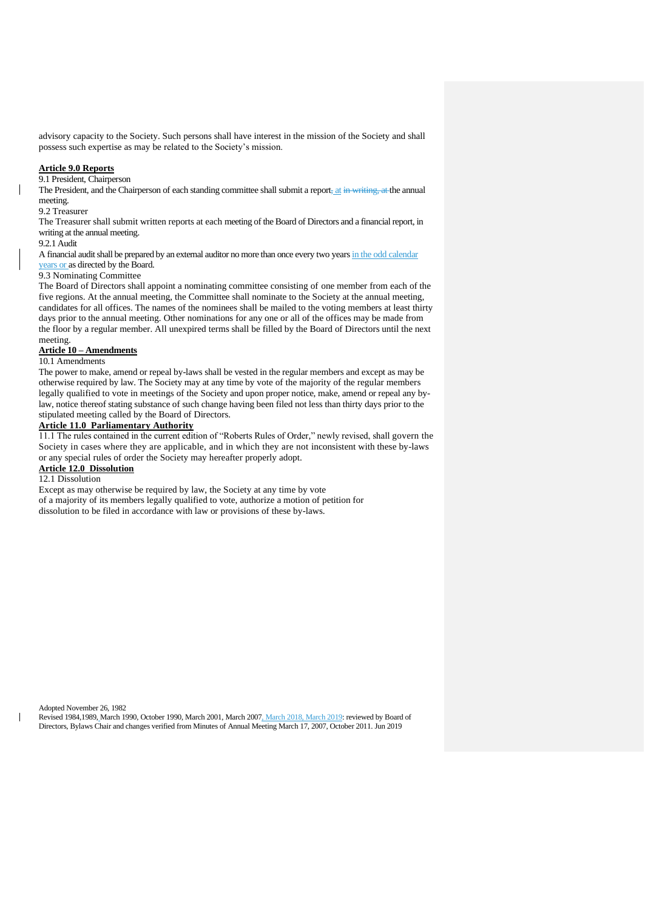advisory capacity to the Society. Such persons shall have interest in the mission of the Society and shall possess such expertise as may be related to the Society's mission.

**Article 9.0 Reports**

9.1 President, Chairperson

The President, and the Chairperson of each standing committee shall submit a report, at in writing, at the annual meeting.

9.2 Treasurer

The Treasurer shall submit written reports at each meeting of the Board of Directors and a financial report, in writing at the annual meeting.

9.2.1 Audit

A financial audit shall be prepared by an external auditor no more than once every two years in the odd calendar years or as directed by the Board.

9.3 Nominating Committee

The Board of Directors shall appoint a nominating committee consisting of one member from each of the five regions. At the annual meeting, the Committee shall nominate to the Society at the annual meeting, candidates for all offices. The names of the nominees shall be mailed to the voting members at least thirty days prior to the annual meeting. Other nominations for any one or all of the offices may be made from the floor by a regular member. All unexpired terms shall be filled by the Board of Directors until the next meeting.

**Article 10 – Amendments**

10.1 Amendments

The power to make, amend or repeal by-laws shall be vested in the regular members and except as may be otherwise required by law. The Society may at any time by vote of the majority of the regular members legally qualified to vote in meetings of the Society and upon proper notice, make, amend or repeal any by-law, notice thereof stating substance of such change having been filed not less than thirty days prior to the stipulated meeting called by the Board of Directors.

**Article 11.0 Parliamentary Authority**

11.1 The rules contained in the current edition of "Roberts Rules of Order," newly revised, shall govern the Society in cases where they are applicable, and in which they are not inconsistent with these by-laws or any special rules of order the Society may hereafter properly adopt.

**Article 12.0 Dissolution**

12.1 Dissolution

Except as may otherwise be required by law, the Society at any time by vote of a majority of its members legally qualified to vote, authorize a motion of petition for dissolution to be filed in accordance with law or provisions of these by-laws.

Adopted November 26, 1982

Revised 1984,1989, March 1990, October 1990, March 2001, March 2007, March 2018, March 2019: reviewed by Board of Directors, Bylaws Chair and changes verified from Minutes of Annual Meeting March 17, 2007, October 2011. Jun 2019